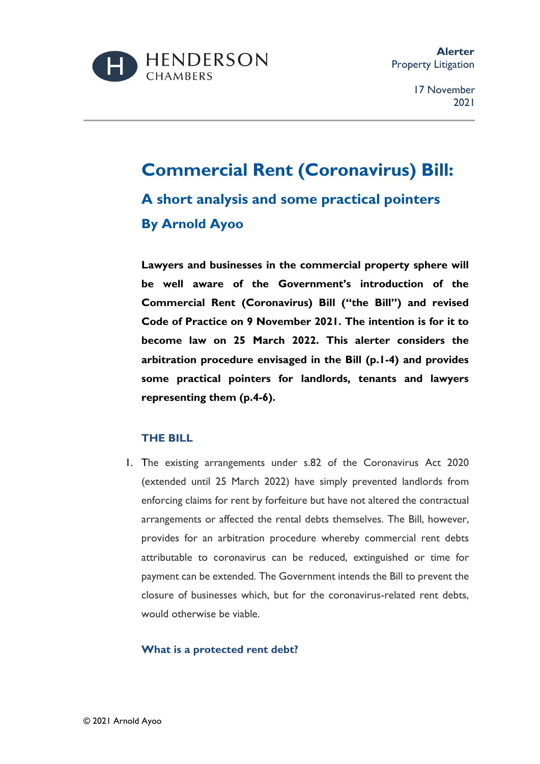HENDERSON CHAMBERS

**Alerter**
Property Litigation

17 November 2021

# Commercial Rent (Coronavirus) Bill:

## A short analysis and some practical pointers

## By Arnold Ayoo

**Lawyers and businesses in the commercial property sphere will be well aware of the Government's introduction of the Commercial Rent (Coronavirus) Bill ("the Bill") and revised Code of Practice on 9 November 2021. The intention is for it to become law on 25 March 2022. This alerter considers the arbitration procedure envisaged in the Bill (p.1-4) and provides some practical pointers for landlords, tenants and lawyers representing them (p.4-6).**

### THE BILL

1. The existing arrangements under s.82 of the Coronavirus Act 2020 (extended until 25 March 2022) have simply prevented landlords from enforcing claims for rent by forfeiture but have not altered the contractual arrangements or affected the rental debts themselves. The Bill, however, provides for an arbitration procedure whereby commercial rent debts attributable to coronavirus can be reduced, extinguished or time for payment can be extended. The Government intends the Bill to prevent the closure of businesses which, but for the coronavirus-related rent debts, would otherwise be viable.

#### What is a protected rent debt?

© 2021 Arnold Ayoo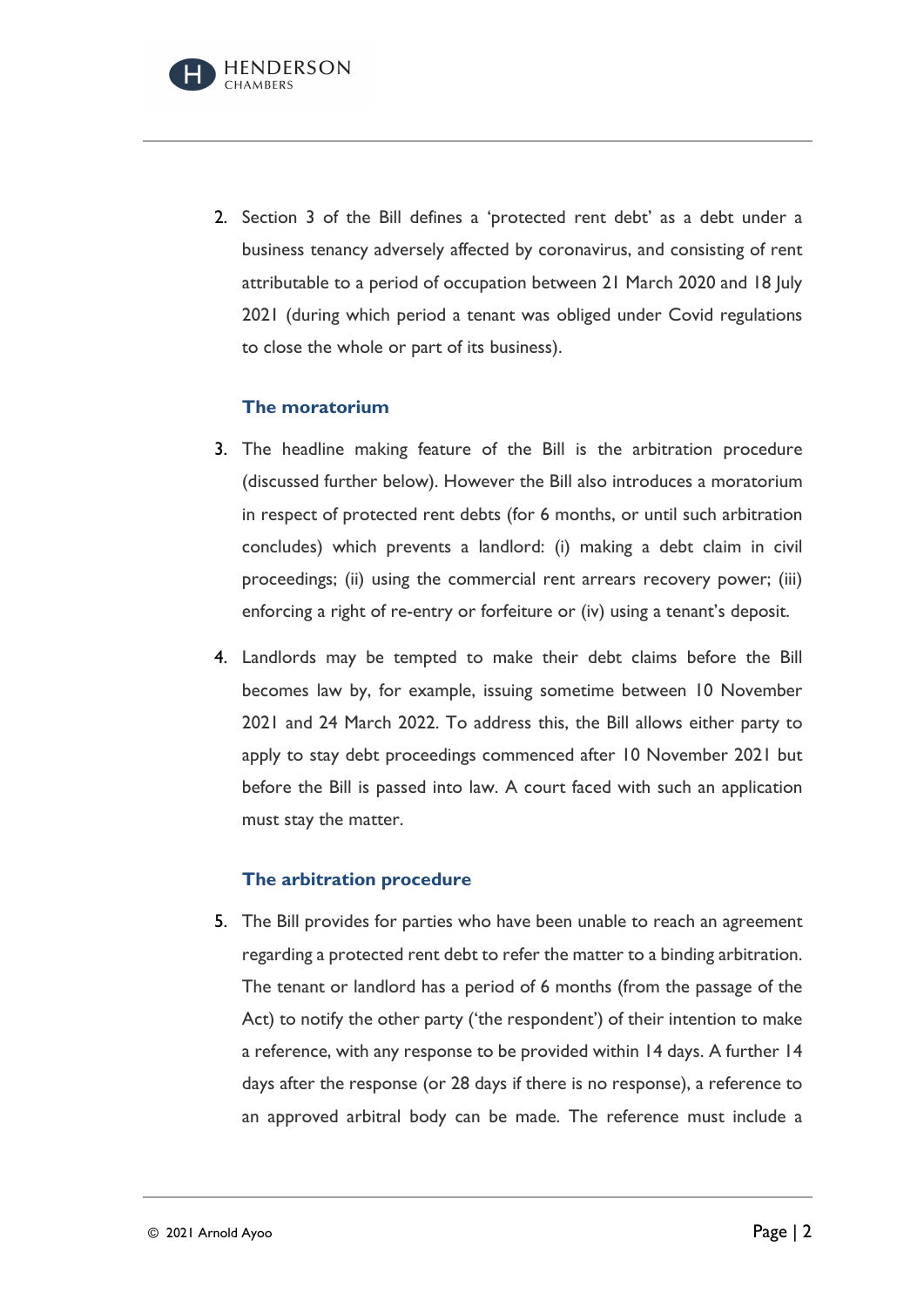2. Section 3 of the Bill defines a 'protected rent debt' as a debt under a business tenancy adversely affected by coronavirus, and consisting of rent attributable to a period of occupation between 21 March 2020 and 18 July 2021 (during which period a tenant was obliged under Covid regulations to close the whole or part of its business).

### The moratorium

3. The headline making feature of the Bill is the arbitration procedure (discussed further below). However the Bill also introduces a moratorium in respect of protected rent debts (for 6 months, or until such arbitration concludes) which prevents a landlord: (i) making a debt claim in civil proceedings; (ii) using the commercial rent arrears recovery power; (iii) enforcing a right of re-entry or forfeiture or (iv) using a tenant's deposit.

4. Landlords may be tempted to make their debt claims before the Bill becomes law by, for example, issuing sometime between 10 November 2021 and 24 March 2022. To address this, the Bill allows either party to apply to stay debt proceedings commenced after 10 November 2021 but before the Bill is passed into law. A court faced with such an application must stay the matter.

### The arbitration procedure

5. The Bill provides for parties who have been unable to reach an agreement regarding a protected rent debt to refer the matter to a binding arbitration. The tenant or landlord has a period of 6 months (from the passage of the Act) to notify the other party ('the respondent') of their intention to make a reference, with any response to be provided within 14 days. A further 14 days after the response (or 28 days if there is no response), a reference to an approved arbitral body can be made. The reference must include a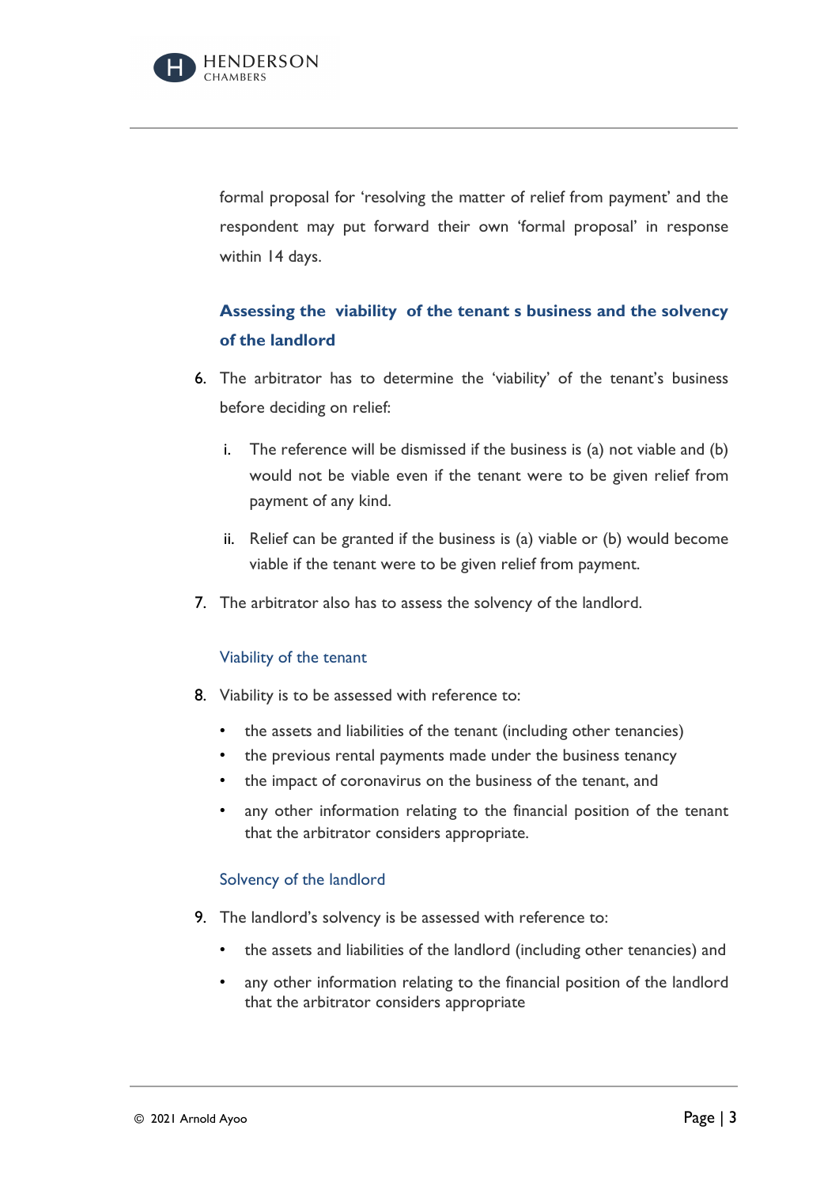formal proposal for 'resolving the matter of relief from payment' and the respondent may put forward their own 'formal proposal' in response within 14 days.

### Assessing the viability of the tenant s business and the solvency of the landlord

6. The arbitrator has to determine the 'viability' of the tenant's business before deciding on relief:

   i. The reference will be dismissed if the business is (a) not viable and (b) would not be viable even if the tenant were to be given relief from payment of any kind.

   ii. Relief can be granted if the business is (a) viable or (b) would become viable if the tenant were to be given relief from payment.

7. The arbitrator also has to assess the solvency of the landlord.

#### Viability of the tenant

8. Viability is to be assessed with reference to:

   - the assets and liabilities of the tenant (including other tenancies)
   - the previous rental payments made under the business tenancy
   - the impact of coronavirus on the business of the tenant, and
   - any other information relating to the financial position of the tenant that the arbitrator considers appropriate.

#### Solvency of the landlord

9. The landlord's solvency is be assessed with reference to:

   - the assets and liabilities of the landlord (including other tenancies) and
   - any other information relating to the financial position of the landlord that the arbitrator considers appropriate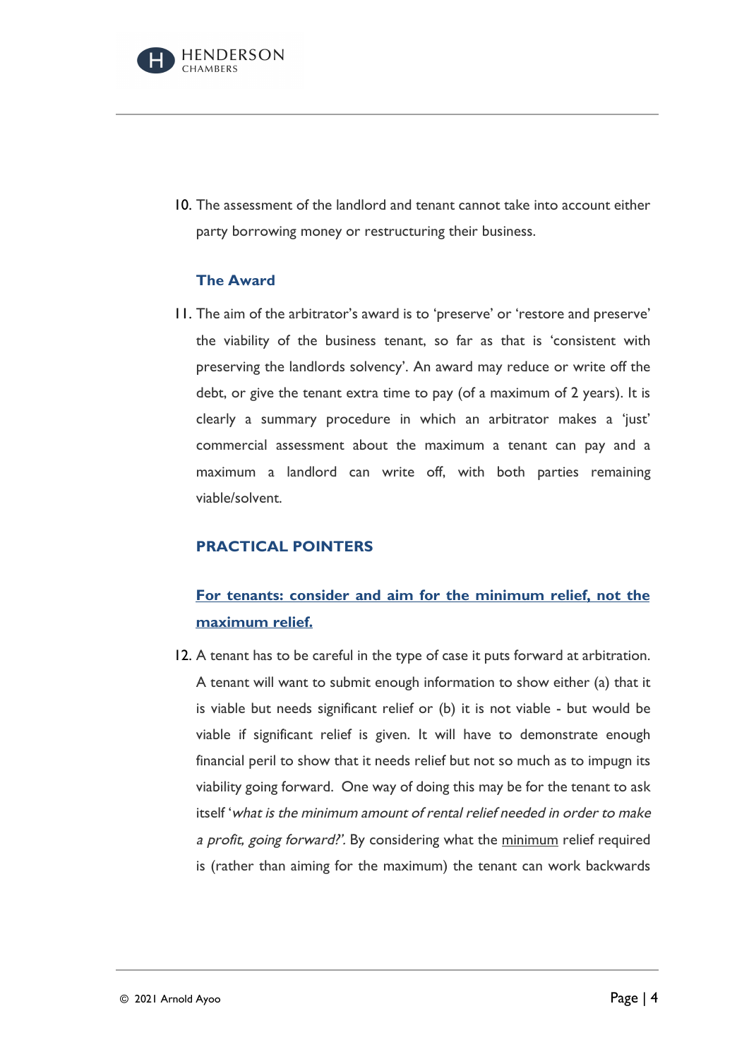10. The assessment of the landlord and tenant cannot take into account either party borrowing money or restructuring their business.

### The Award

11. The aim of the arbitrator's award is to 'preserve' or 'restore and preserve' the viability of the business tenant, so far as that is 'consistent with preserving the landlords solvency'. An award may reduce or write off the debt, or give the tenant extra time to pay (of a maximum of 2 years). It is clearly a summary procedure in which an arbitrator makes a 'just' commercial assessment about the maximum a tenant can pay and a maximum a landlord can write off, with both parties remaining viable/solvent.

## PRACTICAL POINTERS

### For tenants: consider and aim for the minimum relief, not the maximum relief.

12. A tenant has to be careful in the type of case it puts forward at arbitration. A tenant will want to submit enough information to show either (a) that it is viable but needs significant relief or (b) it is not viable - but would be viable if significant relief is given. It will have to demonstrate enough financial peril to show that it needs relief but not so much as to impugn its viability going forward. One way of doing this may be for the tenant to ask itself '*what is the minimum amount of rental relief needed in order to make a profit, going forward?*'. By considering what the minimum relief required is (rather than aiming for the maximum) the tenant can work backwards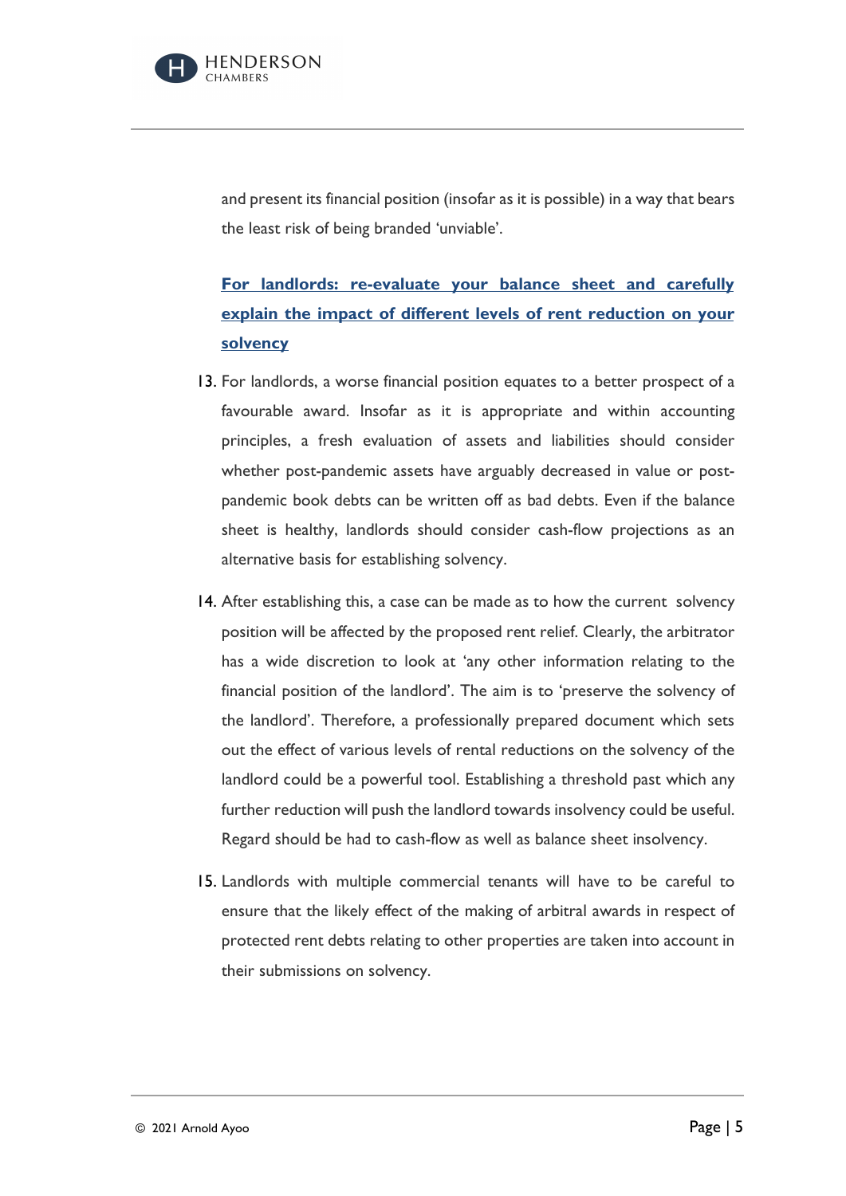and present its financial position (insofar as it is possible) in a way that bears the least risk of being branded 'unviable'.

### **For landlords: re-evaluate your balance sheet and carefully explain the impact of different levels of rent reduction on your solvency**

13. For landlords, a worse financial position equates to a better prospect of a favourable award. Insofar as it is appropriate and within accounting principles, a fresh evaluation of assets and liabilities should consider whether post-pandemic assets have arguably decreased in value or post-pandemic book debts can be written off as bad debts. Even if the balance sheet is healthy, landlords should consider cash-flow projections as an alternative basis for establishing solvency.

14. After establishing this, a case can be made as to how the current solvency position will be affected by the proposed rent relief. Clearly, the arbitrator has a wide discretion to look at 'any other information relating to the financial position of the landlord'. The aim is to 'preserve the solvency of the landlord'. Therefore, a professionally prepared document which sets out the effect of various levels of rental reductions on the solvency of the landlord could be a powerful tool. Establishing a threshold past which any further reduction will push the landlord towards insolvency could be useful. Regard should be had to cash-flow as well as balance sheet insolvency.

15. Landlords with multiple commercial tenants will have to be careful to ensure that the likely effect of the making of arbitral awards in respect of protected rent debts relating to other properties are taken into account in their submissions on solvency.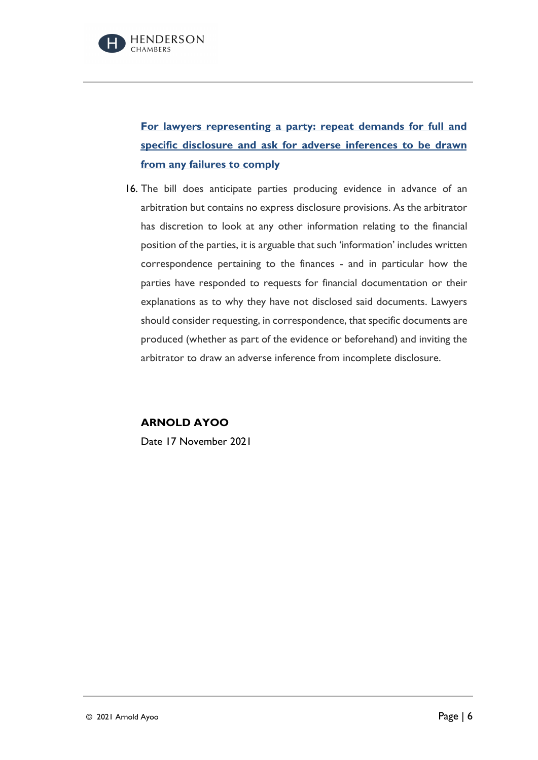**For lawyers representing a party: repeat demands for full and specific disclosure and ask for adverse inferences to be drawn from any failures to comply**

16. The bill does anticipate parties producing evidence in advance of an arbitration but contains no express disclosure provisions. As the arbitrator has discretion to look at any other information relating to the financial position of the parties, it is arguable that such 'information' includes written correspondence pertaining to the finances - and in particular how the parties have responded to requests for financial documentation or their explanations as to why they have not disclosed said documents. Lawyers should consider requesting, in correspondence, that specific documents are produced (whether as part of the evidence or beforehand) and inviting the arbitrator to draw an adverse inference from incomplete disclosure.

**ARNOLD AYOO**

Date 17 November 2021